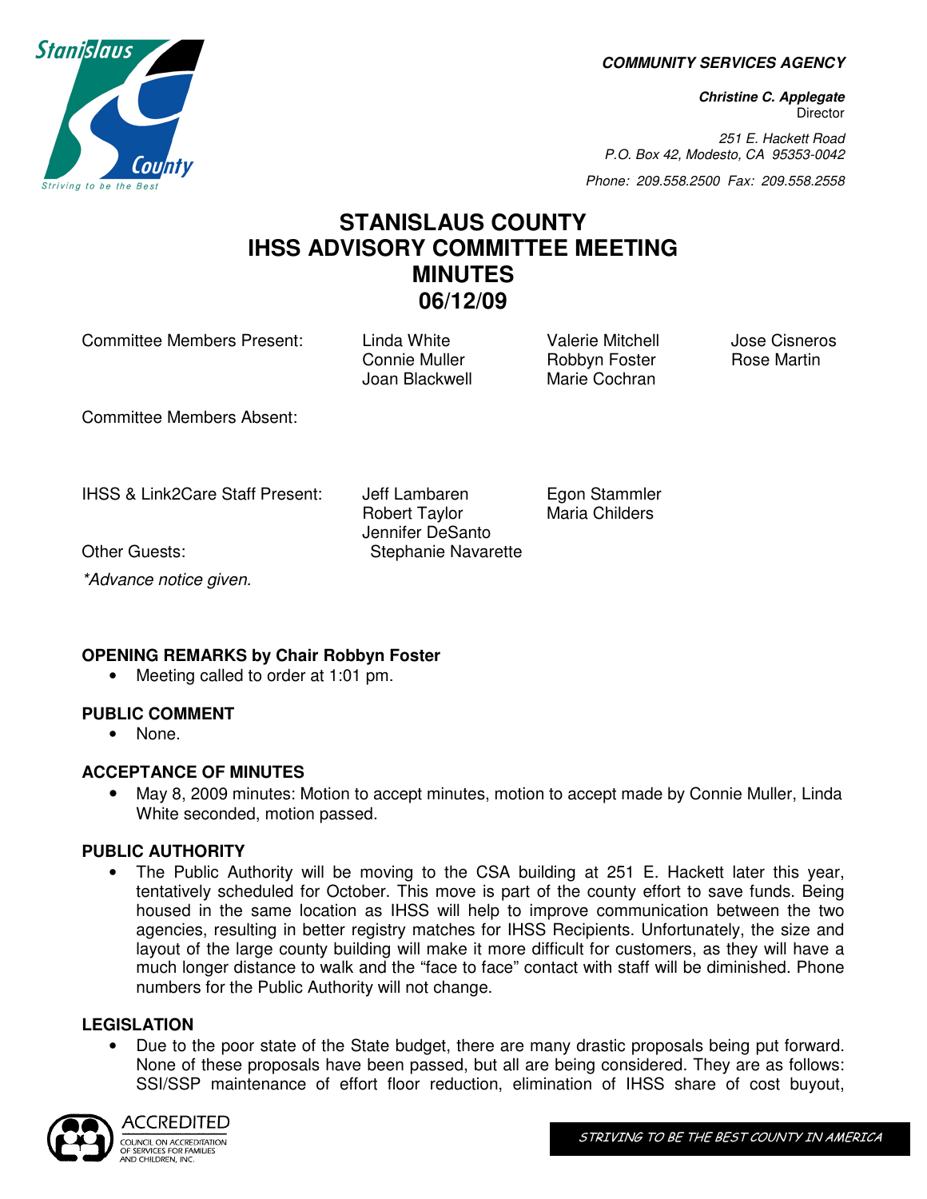**COMMUNITY SERVICES AGENCY**

**Christine C. Applegate**
Director

251 E. Hackett Road
P.O. Box 42, Modesto, CA 95353-0042

Phone: 209.558.2500 Fax: 209.558.2558

# STANISLAUS COUNTY IHSS ADVISORY COMMITTEE MEETING MINUTES 06/12/09

| | | | |
|---|---|---|---|
| Committee Members Present: | Linda White<br>Connie Muller<br>Joan Blackwell | Valerie Mitchell<br>Robbyn Foster<br>Marie Cochran | Jose Cisneros<br>Rose Martin |
| Committee Members Absent: | | | |
| IHSS & Link2Care Staff Present: | Jeff Lambaren<br>Robert Taylor<br>Jennifer DeSanto | Egon Stammler<br>Maria Childers | |
| Other Guests: | Stephanie Navarette | | |

*Advance notice given.*

**OPENING REMARKS by Chair Robbyn Foster**

- Meeting called to order at 1:01 pm.

**PUBLIC COMMENT**

- None.

**ACCEPTANCE OF MINUTES**

- May 8, 2009 minutes: Motion to accept minutes, motion to accept made by Connie Muller, Linda White seconded, motion passed.

**PUBLIC AUTHORITY**

- The Public Authority will be moving to the CSA building at 251 E. Hackett later this year, tentatively scheduled for October. This move is part of the county effort to save funds. Being housed in the same location as IHSS will help to improve communication between the two agencies, resulting in better registry matches for IHSS Recipients. Unfortunately, the size and layout of the large county building will make it more difficult for customers, as they will have a much longer distance to walk and the "face to face" contact with staff will be diminished. Phone numbers for the Public Authority will not change.

**LEGISLATION**

- Due to the poor state of the State budget, there are many drastic proposals being put forward. None of these proposals have been passed, but all are being considered. They are as follows: SSI/SSP maintenance of effort floor reduction, elimination of IHSS share of cost buyout,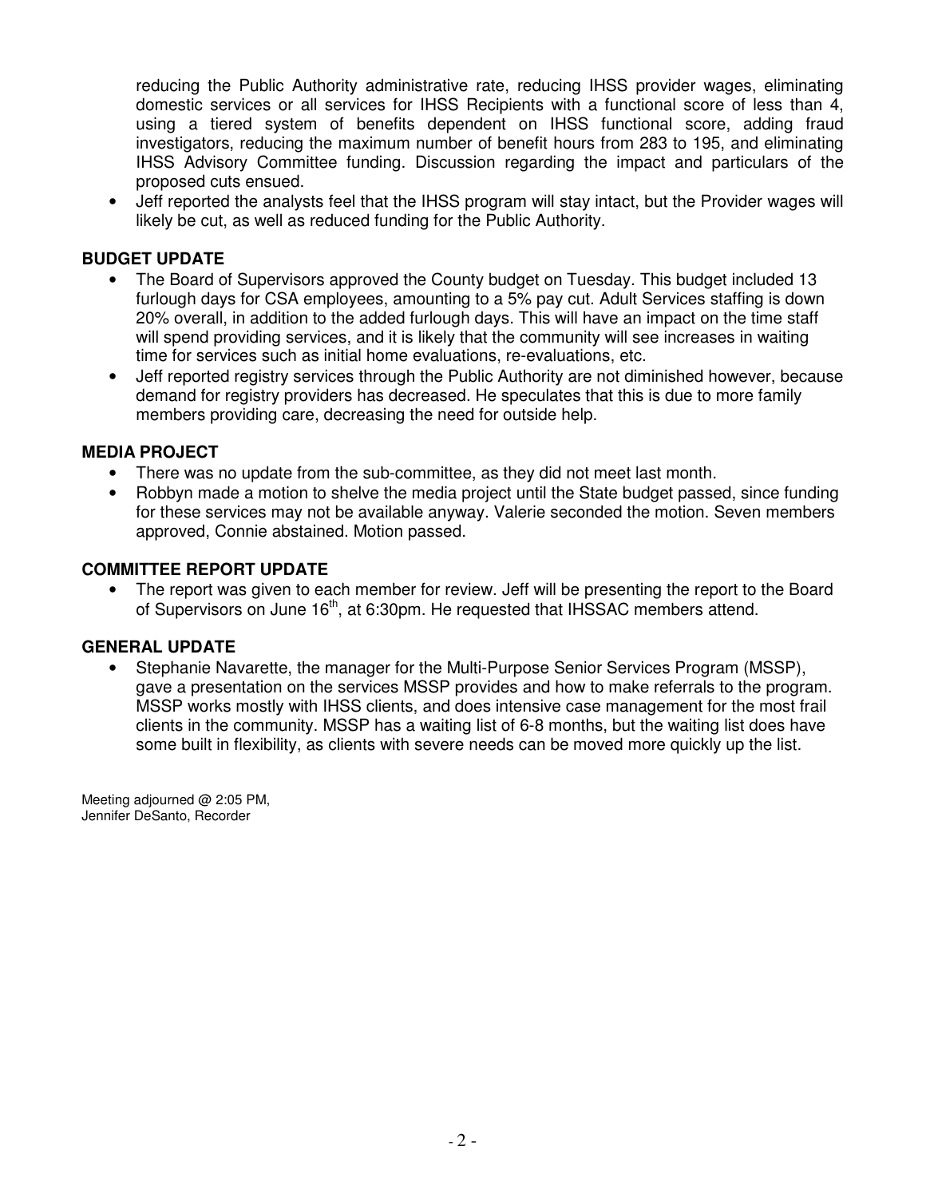reducing the Public Authority administrative rate, reducing IHSS provider wages, eliminating domestic services or all services for IHSS Recipients with a functional score of less than 4, using a tiered system of benefits dependent on IHSS functional score, adding fraud investigators, reducing the maximum number of benefit hours from 283 to 195, and eliminating IHSS Advisory Committee funding. Discussion regarding the impact and particulars of the proposed cuts ensued.

- Jeff reported the analysts feel that the IHSS program will stay intact, but the Provider wages will likely be cut, as well as reduced funding for the Public Authority.

**BUDGET UPDATE**

- The Board of Supervisors approved the County budget on Tuesday. This budget included 13 furlough days for CSA employees, amounting to a 5% pay cut. Adult Services staffing is down 20% overall, in addition to the added furlough days. This will have an impact on the time staff will spend providing services, and it is likely that the community will see increases in waiting time for services such as initial home evaluations, re-evaluations, etc.
- Jeff reported registry services through the Public Authority are not diminished however, because demand for registry providers has decreased. He speculates that this is due to more family members providing care, decreasing the need for outside help.

**MEDIA PROJECT**

- There was no update from the sub-committee, as they did not meet last month.
- Robbyn made a motion to shelve the media project until the State budget passed, since funding for these services may not be available anyway. Valerie seconded the motion. Seven members approved, Connie abstained. Motion passed.

**COMMITTEE REPORT UPDATE**

- The report was given to each member for review. Jeff will be presenting the report to the Board of Supervisors on June 16th, at 6:30pm. He requested that IHSSAC members attend.

**GENERAL UPDATE**

- Stephanie Navarette, the manager for the Multi-Purpose Senior Services Program (MSSP), gave a presentation on the services MSSP provides and how to make referrals to the program. MSSP works mostly with IHSS clients, and does intensive case management for the most frail clients in the community. MSSP has a waiting list of 6-8 months, but the waiting list does have some built in flexibility, as clients with severe needs can be moved more quickly up the list.

Meeting adjourned @ 2:05 PM,
Jennifer DeSanto, Recorder